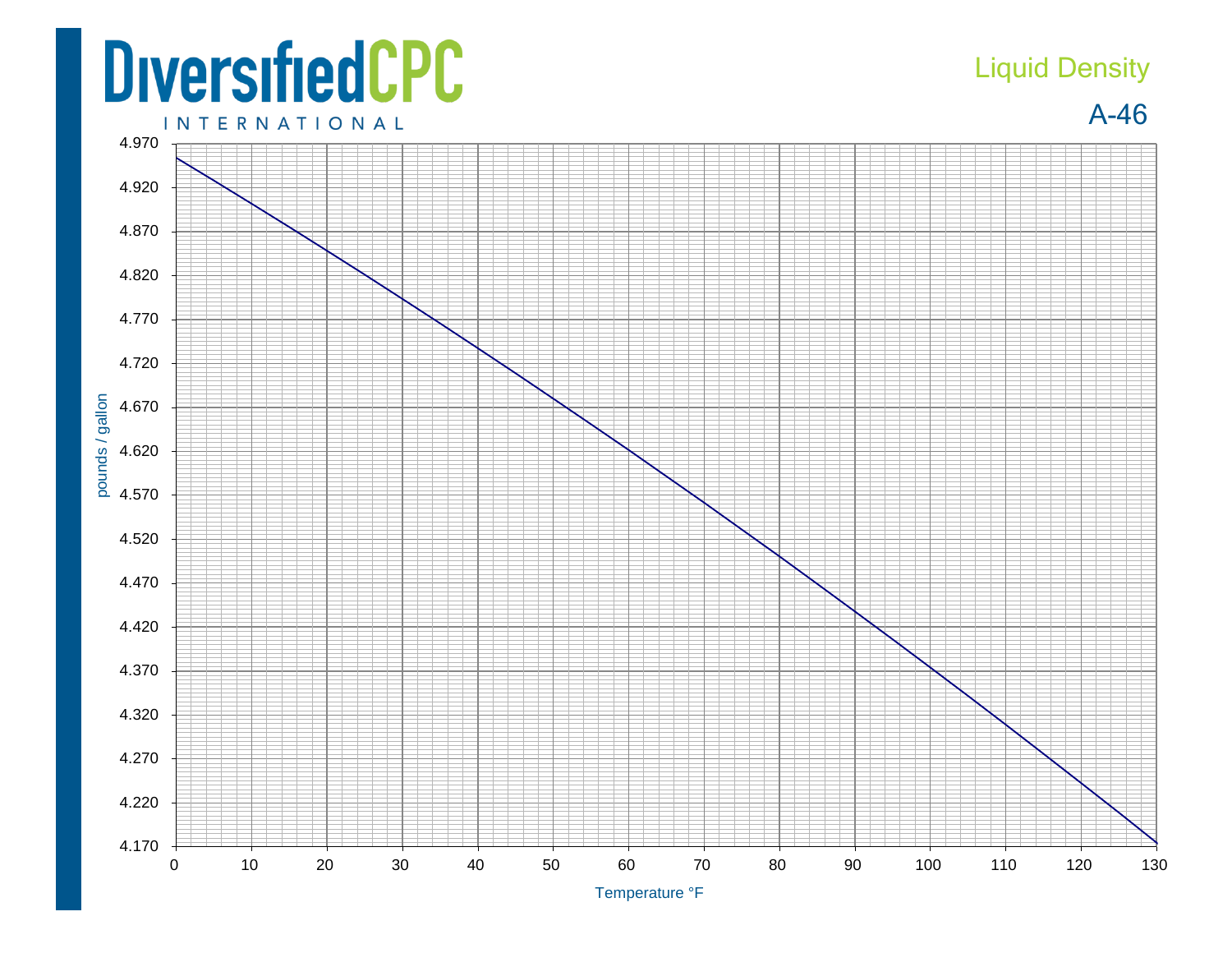# DiversifiedCPC INTERNATIONAL

## Liquid Density

## A-46

pounds / gallon

4.970
4.920
4.870
4.820
4.770
4.720
4.670
4.620
4.570
4.520
4.470
4.420
4.370
4.320
4.270
4.220
4.170

0 10 20 30 40 50 60 70 80 90 100 110 120 130

Temperature °F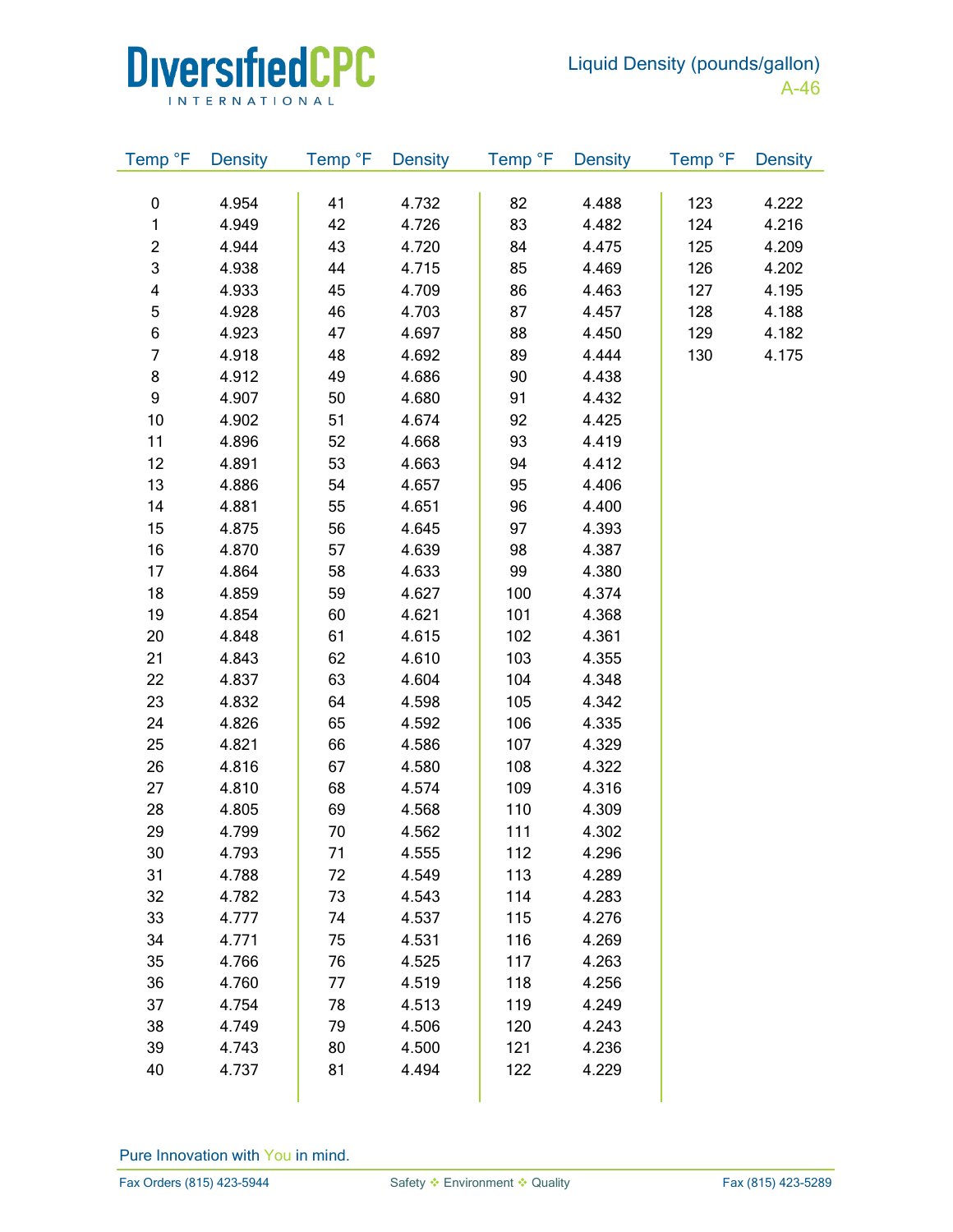# Liquid Density (pounds/gallon)

A-46

| Temp °F | Density | Temp °F | Density | Temp °F | Density | Temp °F | Density |
|---|---|---|---|---|---|---|---|
| 0 | 4.954 | 41 | 4.732 | 82 | 4.488 | 123 | 4.222 |
| 1 | 4.949 | 42 | 4.726 | 83 | 4.482 | 124 | 4.216 |
| 2 | 4.944 | 43 | 4.720 | 84 | 4.475 | 125 | 4.209 |
| 3 | 4.938 | 44 | 4.715 | 85 | 4.469 | 126 | 4.202 |
| 4 | 4.933 | 45 | 4.709 | 86 | 4.463 | 127 | 4.195 |
| 5 | 4.928 | 46 | 4.703 | 87 | 4.457 | 128 | 4.188 |
| 6 | 4.923 | 47 | 4.697 | 88 | 4.450 | 129 | 4.182 |
| 7 | 4.918 | 48 | 4.692 | 89 | 4.444 | 130 | 4.175 |
| 8 | 4.912 | 49 | 4.686 | 90 | 4.438 | | |
| 9 | 4.907 | 50 | 4.680 | 91 | 4.432 | | |
| 10 | 4.902 | 51 | 4.674 | 92 | 4.425 | | |
| 11 | 4.896 | 52 | 4.668 | 93 | 4.419 | | |
| 12 | 4.891 | 53 | 4.663 | 94 | 4.412 | | |
| 13 | 4.886 | 54 | 4.657 | 95 | 4.406 | | |
| 14 | 4.881 | 55 | 4.651 | 96 | 4.400 | | |
| 15 | 4.875 | 56 | 4.645 | 97 | 4.393 | | |
| 16 | 4.870 | 57 | 4.639 | 98 | 4.387 | | |
| 17 | 4.864 | 58 | 4.633 | 99 | 4.380 | | |
| 18 | 4.859 | 59 | 4.627 | 100 | 4.374 | | |
| 19 | 4.854 | 60 | 4.621 | 101 | 4.368 | | |
| 20 | 4.848 | 61 | 4.615 | 102 | 4.361 | | |
| 21 | 4.843 | 62 | 4.610 | 103 | 4.355 | | |
| 22 | 4.837 | 63 | 4.604 | 104 | 4.348 | | |
| 23 | 4.832 | 64 | 4.598 | 105 | 4.342 | | |
| 24 | 4.826 | 65 | 4.592 | 106 | 4.335 | | |
| 25 | 4.821 | 66 | 4.586 | 107 | 4.329 | | |
| 26 | 4.816 | 67 | 4.580 | 108 | 4.322 | | |
| 27 | 4.810 | 68 | 4.574 | 109 | 4.316 | | |
| 28 | 4.805 | 69 | 4.568 | 110 | 4.309 | | |
| 29 | 4.799 | 70 | 4.562 | 111 | 4.302 | | |
| 30 | 4.793 | 71 | 4.555 | 112 | 4.296 | | |
| 31 | 4.788 | 72 | 4.549 | 113 | 4.289 | | |
| 32 | 4.782 | 73 | 4.543 | 114 | 4.283 | | |
| 33 | 4.777 | 74 | 4.537 | 115 | 4.276 | | |
| 34 | 4.771 | 75 | 4.531 | 116 | 4.269 | | |
| 35 | 4.766 | 76 | 4.525 | 117 | 4.263 | | |
| 36 | 4.760 | 77 | 4.519 | 118 | 4.256 | | |
| 37 | 4.754 | 78 | 4.513 | 119 | 4.249 | | |
| 38 | 4.749 | 79 | 4.506 | 120 | 4.243 | | |
| 39 | 4.743 | 80 | 4.500 | 121 | 4.236 | | |
| 40 | 4.737 | 81 | 4.494 | 122 | 4.229 | | |

Pure Innovation with You in mind.

Fax Orders (815) 423-5944 &nbsp;&nbsp; Safety ❖ Environment ❖ Quality &nbsp;&nbsp; Fax (815) 423-5289